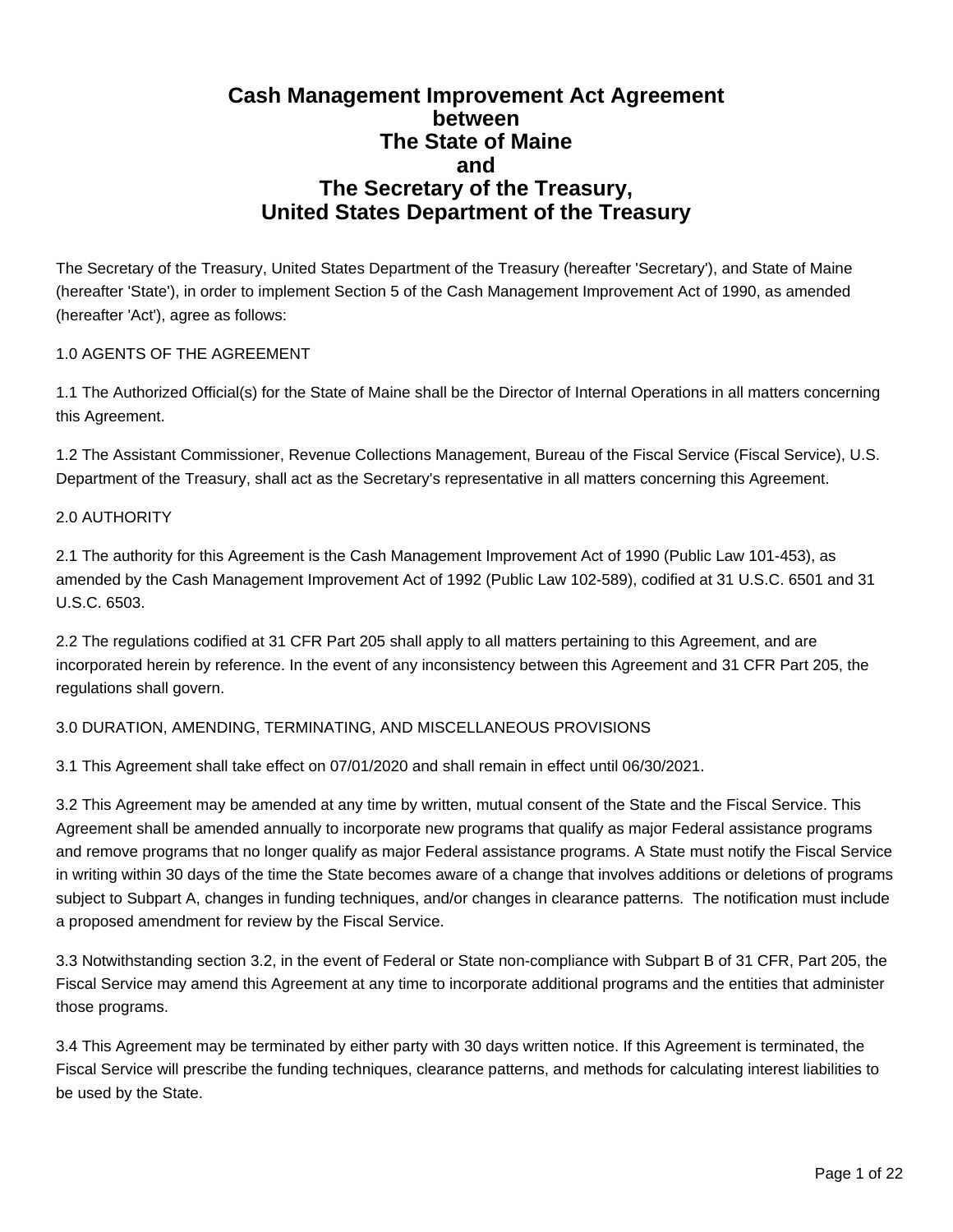# Cash Management Improvement Act Agreement
# between
# The State of Maine
# and
# The Secretary of the Treasury,
# United States Department of the Treasury

The Secretary of the Treasury, United States Department of the Treasury (hereafter 'Secretary'), and State of Maine (hereafter 'State'), in order to implement Section 5 of the Cash Management Improvement Act of 1990, as amended (hereafter 'Act'), agree as follows:

## 1.0 AGENTS OF THE AGREEMENT

1.1 The Authorized Official(s) for the State of Maine shall be the Director of Internal Operations in all matters concerning this Agreement.

1.2 The Assistant Commissioner, Revenue Collections Management, Bureau of the Fiscal Service (Fiscal Service), U.S. Department of the Treasury, shall act as the Secretary's representative in all matters concerning this Agreement.

## 2.0 AUTHORITY

2.1 The authority for this Agreement is the Cash Management Improvement Act of 1990 (Public Law 101-453), as amended by the Cash Management Improvement Act of 1992 (Public Law 102-589), codified at 31 U.S.C. 6501 and 31 U.S.C. 6503.

2.2 The regulations codified at 31 CFR Part 205 shall apply to all matters pertaining to this Agreement, and are incorporated herein by reference. In the event of any inconsistency between this Agreement and 31 CFR Part 205, the regulations shall govern.

## 3.0 DURATION, AMENDING, TERMINATING, AND MISCELLANEOUS PROVISIONS

3.1 This Agreement shall take effect on 07/01/2020 and shall remain in effect until 06/30/2021.

3.2 This Agreement may be amended at any time by written, mutual consent of the State and the Fiscal Service. This Agreement shall be amended annually to incorporate new programs that qualify as major Federal assistance programs and remove programs that no longer qualify as major Federal assistance programs. A State must notify the Fiscal Service in writing within 30 days of the time the State becomes aware of a change that involves additions or deletions of programs subject to Subpart A, changes in funding techniques, and/or changes in clearance patterns. The notification must include a proposed amendment for review by the Fiscal Service.

3.3 Notwithstanding section 3.2, in the event of Federal or State non-compliance with Subpart B of 31 CFR, Part 205, the Fiscal Service may amend this Agreement at any time to incorporate additional programs and the entities that administer those programs.

3.4 This Agreement may be terminated by either party with 30 days written notice. If this Agreement is terminated, the Fiscal Service will prescribe the funding techniques, clearance patterns, and methods for calculating interest liabilities to be used by the State.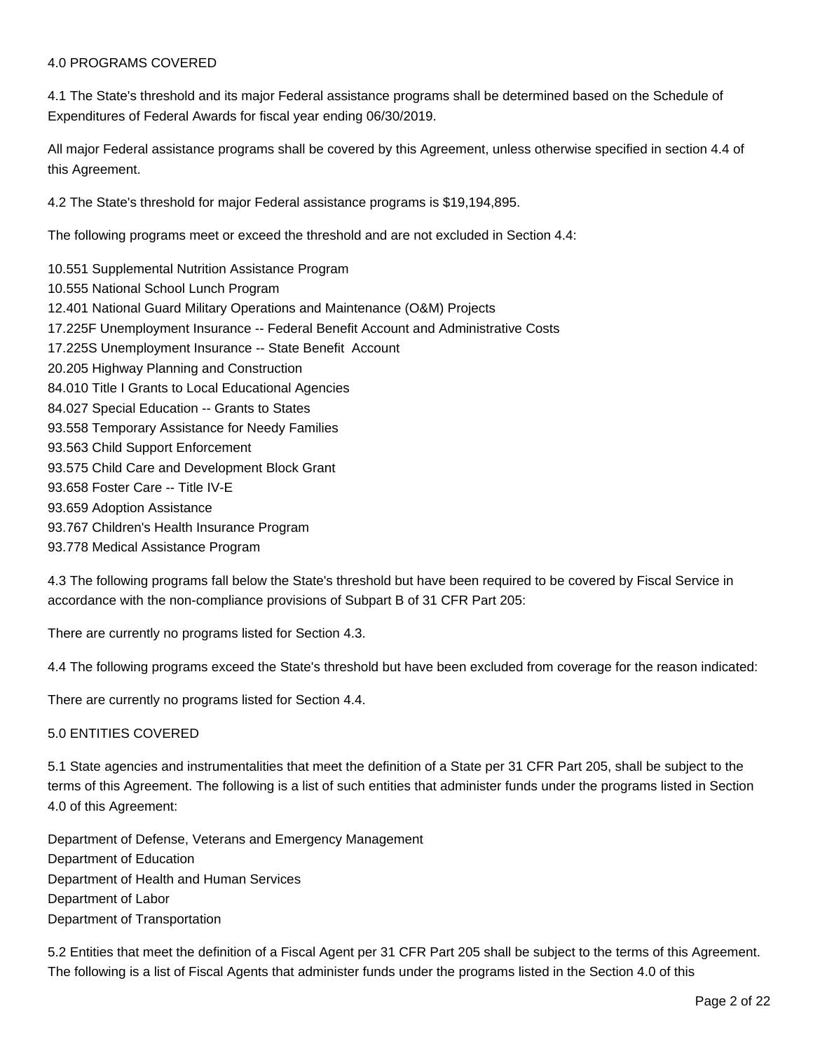## 4.0 PROGRAMS COVERED

4.1 The State's threshold and its major Federal assistance programs shall be determined based on the Schedule of Expenditures of Federal Awards for fiscal year ending 06/30/2019.

All major Federal assistance programs shall be covered by this Agreement, unless otherwise specified in section 4.4 of this Agreement.

4.2 The State's threshold for major Federal assistance programs is $19,194,895.

The following programs meet or exceed the threshold and are not excluded in Section 4.4:

10.551 Supplemental Nutrition Assistance Program
10.555 National School Lunch Program
12.401 National Guard Military Operations and Maintenance (O&M) Projects
17.225F Unemployment Insurance -- Federal Benefit Account and Administrative Costs
17.225S Unemployment Insurance -- State Benefit Account
20.205 Highway Planning and Construction
84.010 Title I Grants to Local Educational Agencies
84.027 Special Education -- Grants to States
93.558 Temporary Assistance for Needy Families
93.563 Child Support Enforcement
93.575 Child Care and Development Block Grant
93.658 Foster Care -- Title IV-E
93.659 Adoption Assistance
93.767 Children's Health Insurance Program
93.778 Medical Assistance Program

4.3 The following programs fall below the State's threshold but have been required to be covered by Fiscal Service in accordance with the non-compliance provisions of Subpart B of 31 CFR Part 205:

There are currently no programs listed for Section 4.3.

4.4 The following programs exceed the State's threshold but have been excluded from coverage for the reason indicated:

There are currently no programs listed for Section 4.4.

## 5.0 ENTITIES COVERED

5.1 State agencies and instrumentalities that meet the definition of a State per 31 CFR Part 205, shall be subject to the terms of this Agreement. The following is a list of such entities that administer funds under the programs listed in Section 4.0 of this Agreement:

Department of Defense, Veterans and Emergency Management
Department of Education
Department of Health and Human Services
Department of Labor
Department of Transportation

5.2 Entities that meet the definition of a Fiscal Agent per 31 CFR Part 205 shall be subject to the terms of this Agreement. The following is a list of Fiscal Agents that administer funds under the programs listed in the Section 4.0 of this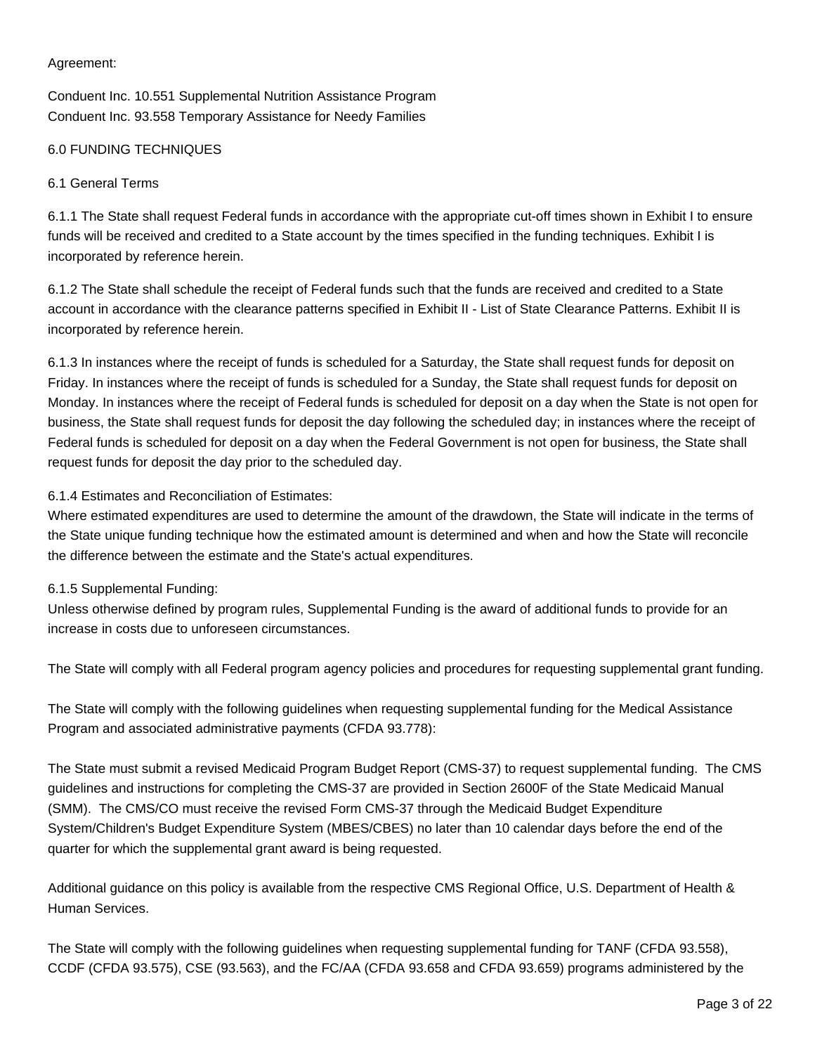Agreement:

Conduent Inc. 10.551 Supplemental Nutrition Assistance Program
Conduent Inc. 93.558 Temporary Assistance for Needy Families

## 6.0 FUNDING TECHNIQUES

### 6.1 General Terms

6.1.1 The State shall request Federal funds in accordance with the appropriate cut-off times shown in Exhibit I to ensure funds will be received and credited to a State account by the times specified in the funding techniques. Exhibit I is incorporated by reference herein.

6.1.2 The State shall schedule the receipt of Federal funds such that the funds are received and credited to a State account in accordance with the clearance patterns specified in Exhibit II - List of State Clearance Patterns. Exhibit II is incorporated by reference herein.

6.1.3 In instances where the receipt of funds is scheduled for a Saturday, the State shall request funds for deposit on Friday. In instances where the receipt of funds is scheduled for a Sunday, the State shall request funds for deposit on Monday. In instances where the receipt of Federal funds is scheduled for deposit on a day when the State is not open for business, the State shall request funds for deposit the day following the scheduled day; in instances where the receipt of Federal funds is scheduled for deposit on a day when the Federal Government is not open for business, the State shall request funds for deposit the day prior to the scheduled day.

6.1.4 Estimates and Reconciliation of Estimates:
Where estimated expenditures are used to determine the amount of the drawdown, the State will indicate in the terms of the State unique funding technique how the estimated amount is determined and when and how the State will reconcile the difference between the estimate and the State's actual expenditures.

6.1.5 Supplemental Funding:
Unless otherwise defined by program rules, Supplemental Funding is the award of additional funds to provide for an increase in costs due to unforeseen circumstances.

The State will comply with all Federal program agency policies and procedures for requesting supplemental grant funding.

The State will comply with the following guidelines when requesting supplemental funding for the Medical Assistance Program and associated administrative payments (CFDA 93.778):

The State must submit a revised Medicaid Program Budget Report (CMS-37) to request supplemental funding. The CMS guidelines and instructions for completing the CMS-37 are provided in Section 2600F of the State Medicaid Manual (SMM). The CMS/CO must receive the revised Form CMS-37 through the Medicaid Budget Expenditure System/Children's Budget Expenditure System (MBES/CBES) no later than 10 calendar days before the end of the quarter for which the supplemental grant award is being requested.

Additional guidance on this policy is available from the respective CMS Regional Office, U.S. Department of Health & Human Services.

The State will comply with the following guidelines when requesting supplemental funding for TANF (CFDA 93.558), CCDF (CFDA 93.575), CSE (93.563), and the FC/AA (CFDA 93.658 and CFDA 93.659) programs administered by the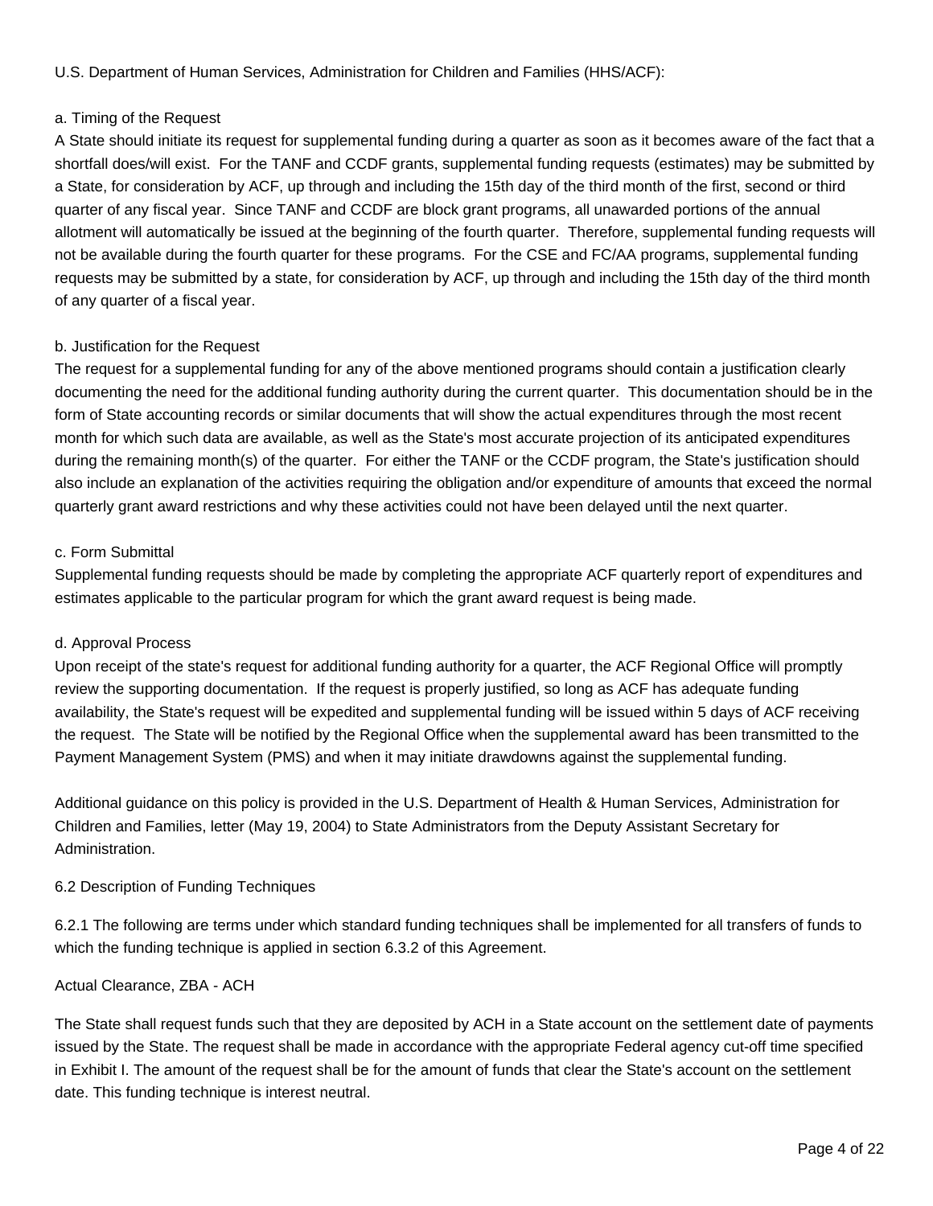U.S. Department of Human Services, Administration for Children and Families (HHS/ACF):

a. Timing of the Request

A State should initiate its request for supplemental funding during a quarter as soon as it becomes aware of the fact that a shortfall does/will exist. For the TANF and CCDF grants, supplemental funding requests (estimates) may be submitted by a State, for consideration by ACF, up through and including the 15th day of the third month of the first, second or third quarter of any fiscal year. Since TANF and CCDF are block grant programs, all unawarded portions of the annual allotment will automatically be issued at the beginning of the fourth quarter. Therefore, supplemental funding requests will not be available during the fourth quarter for these programs. For the CSE and FC/AA programs, supplemental funding requests may be submitted by a state, for consideration by ACF, up through and including the 15th day of the third month of any quarter of a fiscal year.

b. Justification for the Request

The request for a supplemental funding for any of the above mentioned programs should contain a justification clearly documenting the need for the additional funding authority during the current quarter. This documentation should be in the form of State accounting records or similar documents that will show the actual expenditures through the most recent month for which such data are available, as well as the State's most accurate projection of its anticipated expenditures during the remaining month(s) of the quarter. For either the TANF or the CCDF program, the State's justification should also include an explanation of the activities requiring the obligation and/or expenditure of amounts that exceed the normal quarterly grant award restrictions and why these activities could not have been delayed until the next quarter.

c. Form Submittal

Supplemental funding requests should be made by completing the appropriate ACF quarterly report of expenditures and estimates applicable to the particular program for which the grant award request is being made.

d. Approval Process

Upon receipt of the state's request for additional funding authority for a quarter, the ACF Regional Office will promptly review the supporting documentation. If the request is properly justified, so long as ACF has adequate funding availability, the State's request will be expedited and supplemental funding will be issued within 5 days of ACF receiving the request. The State will be notified by the Regional Office when the supplemental award has been transmitted to the Payment Management System (PMS) and when it may initiate drawdowns against the supplemental funding.

Additional guidance on this policy is provided in the U.S. Department of Health & Human Services, Administration for Children and Families, letter (May 19, 2004) to State Administrators from the Deputy Assistant Secretary for Administration.

6.2 Description of Funding Techniques

6.2.1 The following are terms under which standard funding techniques shall be implemented for all transfers of funds to which the funding technique is applied in section 6.3.2 of this Agreement.

Actual Clearance, ZBA - ACH

The State shall request funds such that they are deposited by ACH in a State account on the settlement date of payments issued by the State. The request shall be made in accordance with the appropriate Federal agency cut-off time specified in Exhibit I. The amount of the request shall be for the amount of funds that clear the State's account on the settlement date. This funding technique is interest neutral.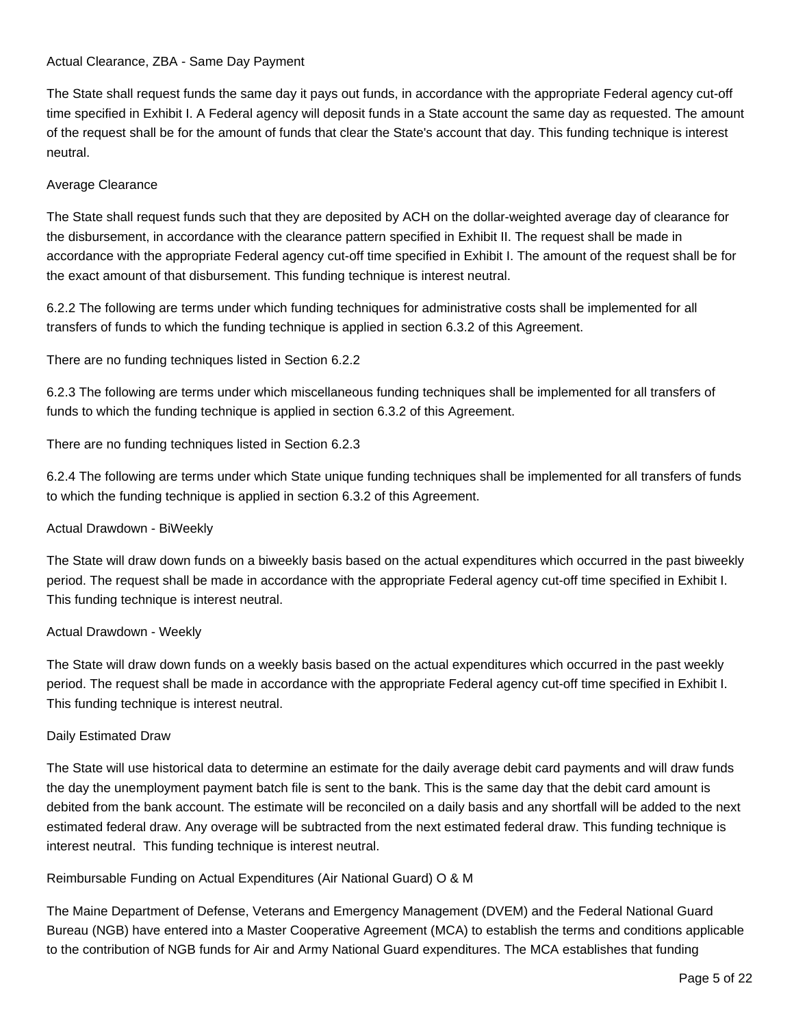Actual Clearance, ZBA - Same Day Payment

The State shall request funds the same day it pays out funds, in accordance with the appropriate Federal agency cut-off time specified in Exhibit I. A Federal agency will deposit funds in a State account the same day as requested. The amount of the request shall be for the amount of funds that clear the State's account that day. This funding technique is interest neutral.

Average Clearance

The State shall request funds such that they are deposited by ACH on the dollar-weighted average day of clearance for the disbursement, in accordance with the clearance pattern specified in Exhibit II. The request shall be made in accordance with the appropriate Federal agency cut-off time specified in Exhibit I. The amount of the request shall be for the exact amount of that disbursement. This funding technique is interest neutral.

6.2.2 The following are terms under which funding techniques for administrative costs shall be implemented for all transfers of funds to which the funding technique is applied in section 6.3.2 of this Agreement.

There are no funding techniques listed in Section 6.2.2

6.2.3 The following are terms under which miscellaneous funding techniques shall be implemented for all transfers of funds to which the funding technique is applied in section 6.3.2 of this Agreement.

There are no funding techniques listed in Section 6.2.3

6.2.4 The following are terms under which State unique funding techniques shall be implemented for all transfers of funds to which the funding technique is applied in section 6.3.2 of this Agreement.

Actual Drawdown - BiWeekly

The State will draw down funds on a biweekly basis based on the actual expenditures which occurred in the past biweekly period. The request shall be made in accordance with the appropriate Federal agency cut-off time specified in Exhibit I. This funding technique is interest neutral.

Actual Drawdown - Weekly

The State will draw down funds on a weekly basis based on the actual expenditures which occurred in the past weekly period. The request shall be made in accordance with the appropriate Federal agency cut-off time specified in Exhibit I. This funding technique is interest neutral.

Daily Estimated Draw

The State will use historical data to determine an estimate for the daily average debit card payments and will draw funds the day the unemployment payment batch file is sent to the bank. This is the same day that the debit card amount is debited from the bank account. The estimate will be reconciled on a daily basis and any shortfall will be added to the next estimated federal draw. Any overage will be subtracted from the next estimated federal draw. This funding technique is interest neutral. This funding technique is interest neutral.

Reimbursable Funding on Actual Expenditures (Air National Guard) O & M

The Maine Department of Defense, Veterans and Emergency Management (DVEM) and the Federal National Guard Bureau (NGB) have entered into a Master Cooperative Agreement (MCA) to establish the terms and conditions applicable to the contribution of NGB funds for Air and Army National Guard expenditures. The MCA establishes that funding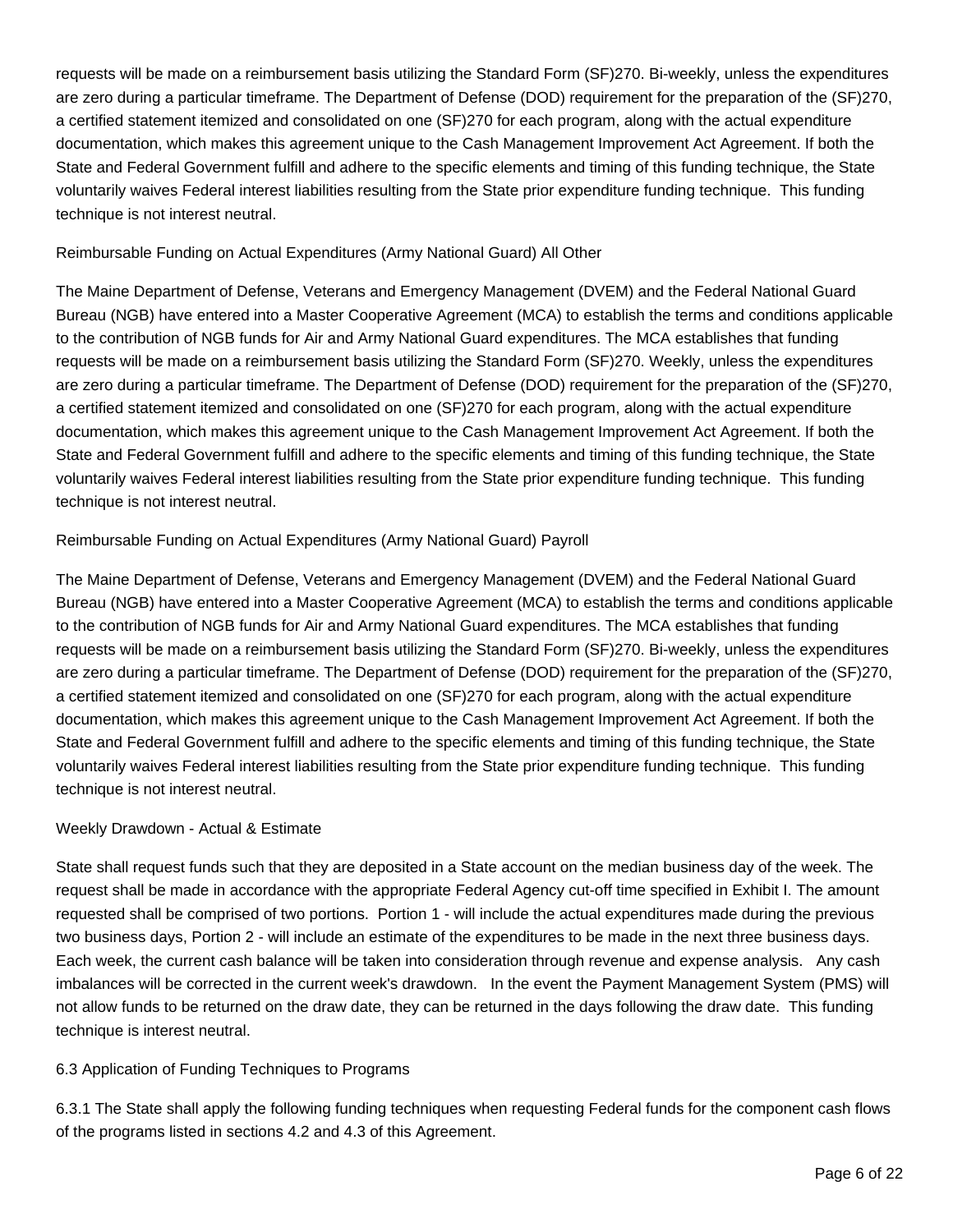requests will be made on a reimbursement basis utilizing the Standard Form (SF)270. Bi-weekly, unless the expenditures are zero during a particular timeframe. The Department of Defense (DOD) requirement for the preparation of the (SF)270, a certified statement itemized and consolidated on one (SF)270 for each program, along with the actual expenditure documentation, which makes this agreement unique to the Cash Management Improvement Act Agreement. If both the State and Federal Government fulfill and adhere to the specific elements and timing of this funding technique, the State voluntarily waives Federal interest liabilities resulting from the State prior expenditure funding technique. This funding technique is not interest neutral.

Reimbursable Funding on Actual Expenditures (Army National Guard) All Other

The Maine Department of Defense, Veterans and Emergency Management (DVEM) and the Federal National Guard Bureau (NGB) have entered into a Master Cooperative Agreement (MCA) to establish the terms and conditions applicable to the contribution of NGB funds for Air and Army National Guard expenditures. The MCA establishes that funding requests will be made on a reimbursement basis utilizing the Standard Form (SF)270. Weekly, unless the expenditures are zero during a particular timeframe. The Department of Defense (DOD) requirement for the preparation of the (SF)270, a certified statement itemized and consolidated on one (SF)270 for each program, along with the actual expenditure documentation, which makes this agreement unique to the Cash Management Improvement Act Agreement. If both the State and Federal Government fulfill and adhere to the specific elements and timing of this funding technique, the State voluntarily waives Federal interest liabilities resulting from the State prior expenditure funding technique. This funding technique is not interest neutral.

Reimbursable Funding on Actual Expenditures (Army National Guard) Payroll

The Maine Department of Defense, Veterans and Emergency Management (DVEM) and the Federal National Guard Bureau (NGB) have entered into a Master Cooperative Agreement (MCA) to establish the terms and conditions applicable to the contribution of NGB funds for Air and Army National Guard expenditures. The MCA establishes that funding requests will be made on a reimbursement basis utilizing the Standard Form (SF)270. Bi-weekly, unless the expenditures are zero during a particular timeframe. The Department of Defense (DOD) requirement for the preparation of the (SF)270, a certified statement itemized and consolidated on one (SF)270 for each program, along with the actual expenditure documentation, which makes this agreement unique to the Cash Management Improvement Act Agreement. If both the State and Federal Government fulfill and adhere to the specific elements and timing of this funding technique, the State voluntarily waives Federal interest liabilities resulting from the State prior expenditure funding technique. This funding technique is not interest neutral.

Weekly Drawdown - Actual & Estimate

State shall request funds such that they are deposited in a State account on the median business day of the week. The request shall be made in accordance with the appropriate Federal Agency cut-off time specified in Exhibit I. The amount requested shall be comprised of two portions. Portion 1 - will include the actual expenditures made during the previous two business days, Portion 2 - will include an estimate of the expenditures to be made in the next three business days. Each week, the current cash balance will be taken into consideration through revenue and expense analysis. Any cash imbalances will be corrected in the current week's drawdown. In the event the Payment Management System (PMS) will not allow funds to be returned on the draw date, they can be returned in the days following the draw date. This funding technique is interest neutral.

6.3 Application of Funding Techniques to Programs

6.3.1 The State shall apply the following funding techniques when requesting Federal funds for the component cash flows of the programs listed in sections 4.2 and 4.3 of this Agreement.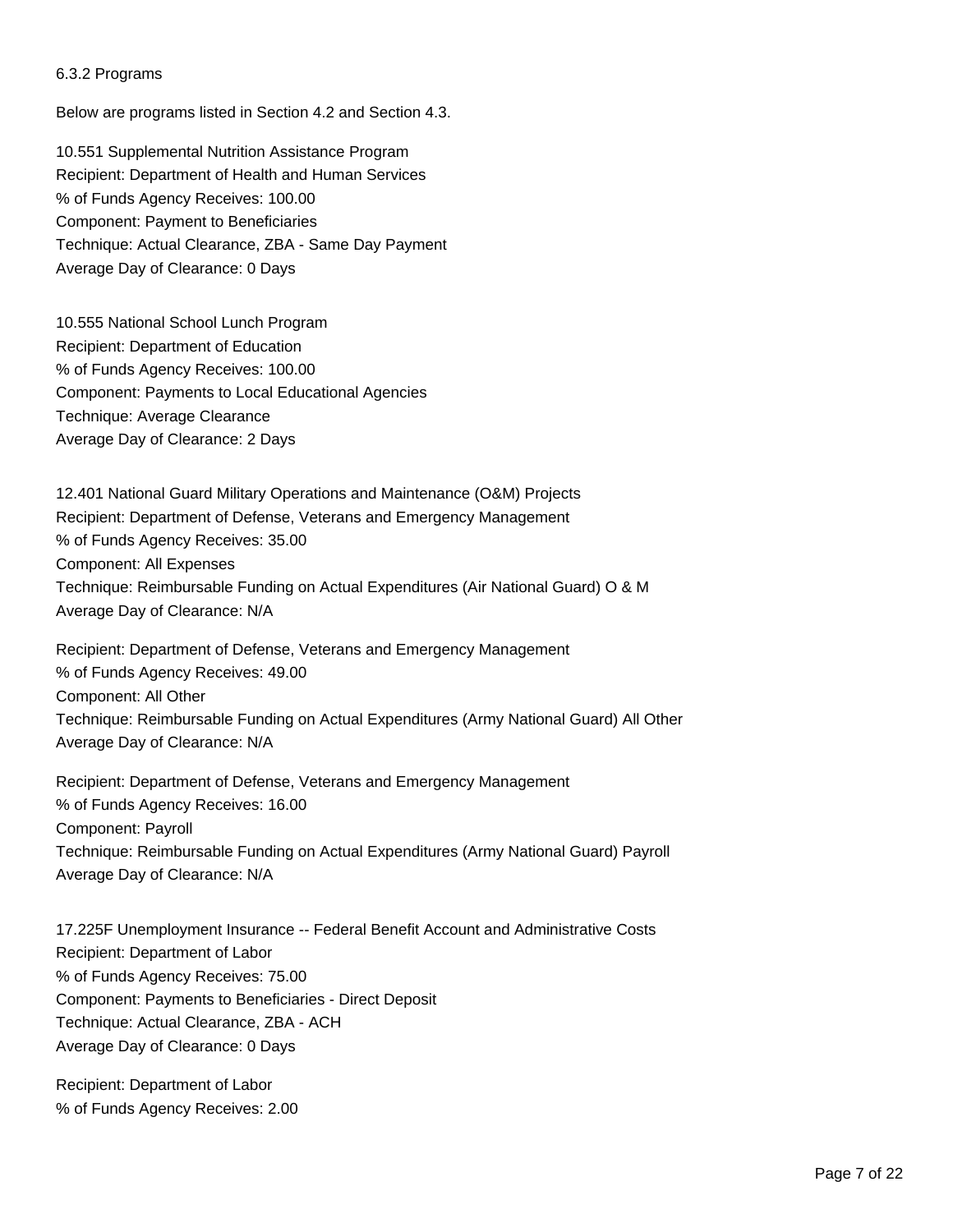6.3.2 Programs

Below are programs listed in Section 4.2 and Section 4.3.

10.551 Supplemental Nutrition Assistance Program
Recipient: Department of Health and Human Services
% of Funds Agency Receives: 100.00
Component: Payment to Beneficiaries
Technique: Actual Clearance, ZBA - Same Day Payment
Average Day of Clearance: 0 Days

10.555 National School Lunch Program
Recipient: Department of Education
% of Funds Agency Receives: 100.00
Component: Payments to Local Educational Agencies
Technique: Average Clearance
Average Day of Clearance: 2 Days

12.401 National Guard Military Operations and Maintenance (O&M) Projects
Recipient: Department of Defense, Veterans and Emergency Management
% of Funds Agency Receives: 35.00
Component: All Expenses
Technique: Reimbursable Funding on Actual Expenditures (Air National Guard) O & M
Average Day of Clearance: N/A

Recipient: Department of Defense, Veterans and Emergency Management
% of Funds Agency Receives: 49.00
Component: All Other
Technique: Reimbursable Funding on Actual Expenditures (Army National Guard) All Other
Average Day of Clearance: N/A

Recipient: Department of Defense, Veterans and Emergency Management
% of Funds Agency Receives: 16.00
Component: Payroll
Technique: Reimbursable Funding on Actual Expenditures (Army National Guard) Payroll
Average Day of Clearance: N/A

17.225F Unemployment Insurance -- Federal Benefit Account and Administrative Costs
Recipient: Department of Labor
% of Funds Agency Receives: 75.00
Component: Payments to Beneficiaries - Direct Deposit
Technique: Actual Clearance, ZBA - ACH
Average Day of Clearance: 0 Days

Recipient: Department of Labor
% of Funds Agency Receives: 2.00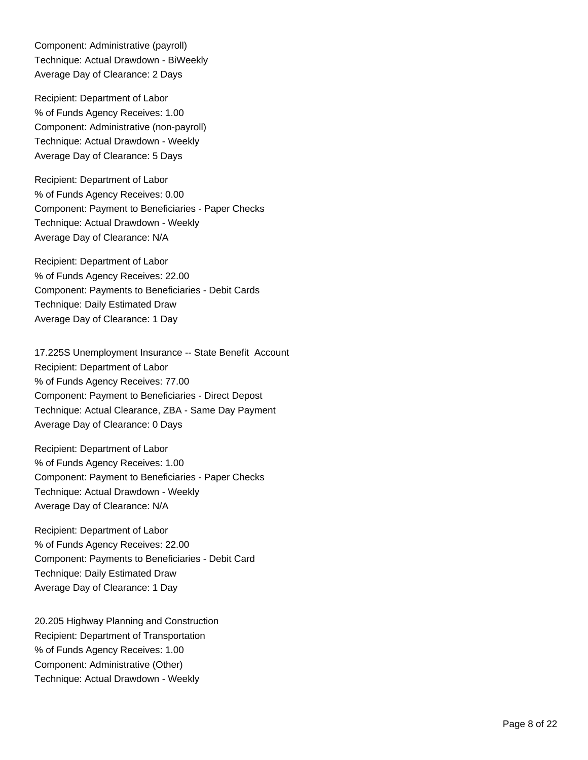Component: Administrative (payroll)
Technique: Actual Drawdown - BiWeekly
Average Day of Clearance: 2 Days

Recipient: Department of Labor
% of Funds Agency Receives: 1.00
Component: Administrative (non-payroll)
Technique: Actual Drawdown - Weekly
Average Day of Clearance: 5 Days

Recipient: Department of Labor
% of Funds Agency Receives: 0.00
Component: Payment to Beneficiaries - Paper Checks
Technique: Actual Drawdown - Weekly
Average Day of Clearance: N/A

Recipient: Department of Labor
% of Funds Agency Receives: 22.00
Component: Payments to Beneficiaries - Debit Cards
Technique: Daily Estimated Draw
Average Day of Clearance: 1 Day

17.225S Unemployment Insurance -- State Benefit Account
Recipient: Department of Labor
% of Funds Agency Receives: 77.00
Component: Payment to Beneficiaries - Direct Depost
Technique: Actual Clearance, ZBA - Same Day Payment
Average Day of Clearance: 0 Days

Recipient: Department of Labor
% of Funds Agency Receives: 1.00
Component: Payment to Beneficiaries - Paper Checks
Technique: Actual Drawdown - Weekly
Average Day of Clearance: N/A

Recipient: Department of Labor
% of Funds Agency Receives: 22.00
Component: Payments to Beneficiaries - Debit Card
Technique: Daily Estimated Draw
Average Day of Clearance: 1 Day

20.205 Highway Planning and Construction
Recipient: Department of Transportation
% of Funds Agency Receives: 1.00
Component: Administrative (Other)
Technique: Actual Drawdown - Weekly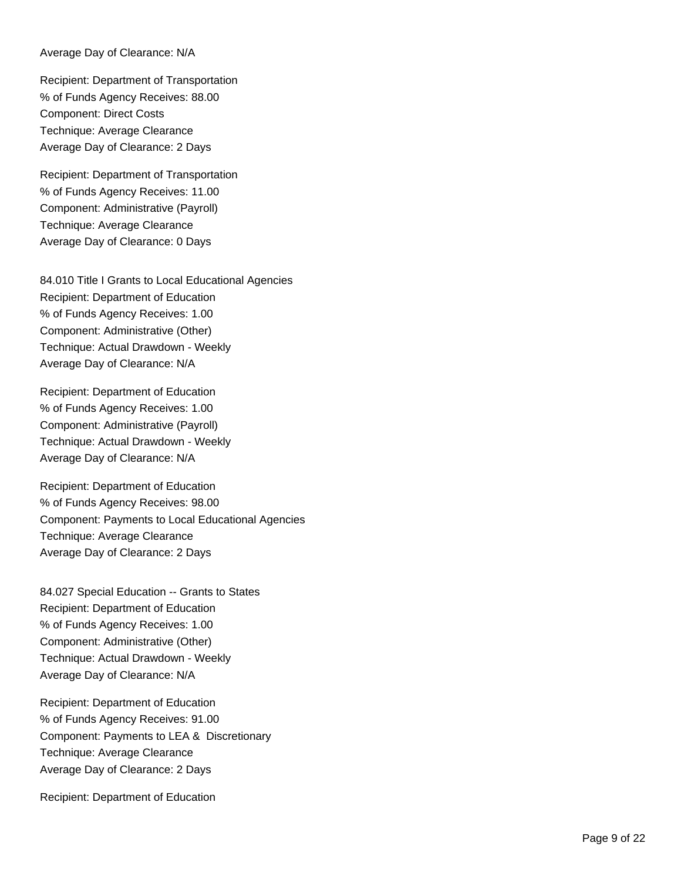Average Day of Clearance: N/A

Recipient: Department of Transportation
% of Funds Agency Receives: 88.00
Component: Direct Costs
Technique: Average Clearance
Average Day of Clearance: 2 Days

Recipient: Department of Transportation
% of Funds Agency Receives: 11.00
Component: Administrative (Payroll)
Technique: Average Clearance
Average Day of Clearance: 0 Days

84.010 Title I Grants to Local Educational Agencies
Recipient: Department of Education
% of Funds Agency Receives: 1.00
Component: Administrative (Other)
Technique: Actual Drawdown - Weekly
Average Day of Clearance: N/A

Recipient: Department of Education
% of Funds Agency Receives: 1.00
Component: Administrative (Payroll)
Technique: Actual Drawdown - Weekly
Average Day of Clearance: N/A

Recipient: Department of Education
% of Funds Agency Receives: 98.00
Component: Payments to Local Educational Agencies
Technique: Average Clearance
Average Day of Clearance: 2 Days

84.027 Special Education -- Grants to States
Recipient: Department of Education
% of Funds Agency Receives: 1.00
Component: Administrative (Other)
Technique: Actual Drawdown - Weekly
Average Day of Clearance: N/A

Recipient: Department of Education
% of Funds Agency Receives: 91.00
Component: Payments to LEA & Discretionary
Technique: Average Clearance
Average Day of Clearance: 2 Days

Recipient: Department of Education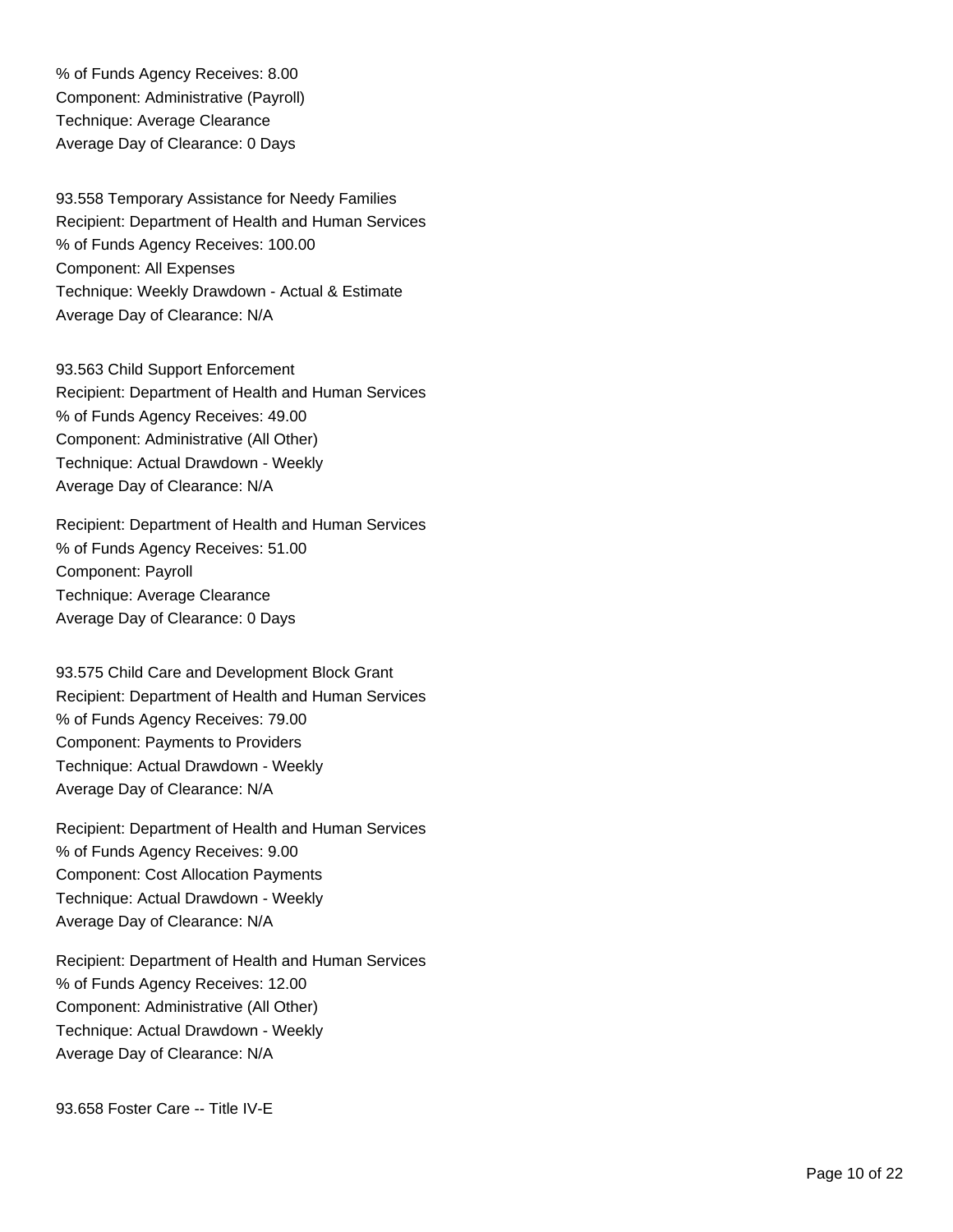% of Funds Agency Receives: 8.00
Component: Administrative (Payroll)
Technique: Average Clearance
Average Day of Clearance: 0 Days

93.558 Temporary Assistance for Needy Families
Recipient: Department of Health and Human Services
% of Funds Agency Receives: 100.00
Component: All Expenses
Technique: Weekly Drawdown - Actual & Estimate
Average Day of Clearance: N/A

93.563 Child Support Enforcement
Recipient: Department of Health and Human Services
% of Funds Agency Receives: 49.00
Component: Administrative (All Other)
Technique: Actual Drawdown - Weekly
Average Day of Clearance: N/A

Recipient: Department of Health and Human Services
% of Funds Agency Receives: 51.00
Component: Payroll
Technique: Average Clearance
Average Day of Clearance: 0 Days

93.575 Child Care and Development Block Grant
Recipient: Department of Health and Human Services
% of Funds Agency Receives: 79.00
Component: Payments to Providers
Technique: Actual Drawdown - Weekly
Average Day of Clearance: N/A

Recipient: Department of Health and Human Services
% of Funds Agency Receives: 9.00
Component: Cost Allocation Payments
Technique: Actual Drawdown - Weekly
Average Day of Clearance: N/A

Recipient: Department of Health and Human Services
% of Funds Agency Receives: 12.00
Component: Administrative (All Other)
Technique: Actual Drawdown - Weekly
Average Day of Clearance: N/A

93.658 Foster Care -- Title IV-E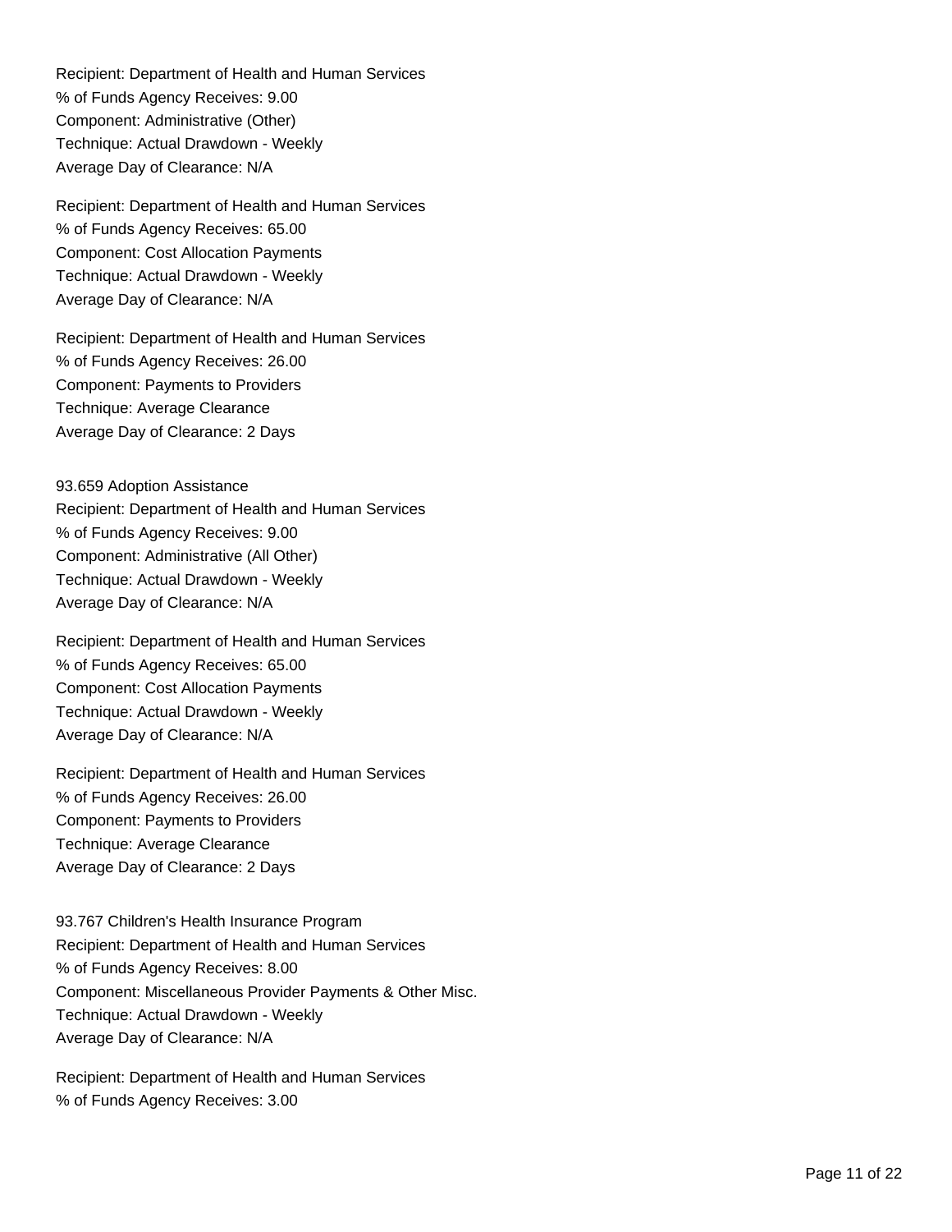Recipient: Department of Health and Human Services
% of Funds Agency Receives: 9.00
Component: Administrative (Other)
Technique: Actual Drawdown - Weekly
Average Day of Clearance: N/A

Recipient: Department of Health and Human Services
% of Funds Agency Receives: 65.00
Component: Cost Allocation Payments
Technique: Actual Drawdown - Weekly
Average Day of Clearance: N/A

Recipient: Department of Health and Human Services
% of Funds Agency Receives: 26.00
Component: Payments to Providers
Technique: Average Clearance
Average Day of Clearance: 2 Days

93.659 Adoption Assistance
Recipient: Department of Health and Human Services
% of Funds Agency Receives: 9.00
Component: Administrative (All Other)
Technique: Actual Drawdown - Weekly
Average Day of Clearance: N/A

Recipient: Department of Health and Human Services
% of Funds Agency Receives: 65.00
Component: Cost Allocation Payments
Technique: Actual Drawdown - Weekly
Average Day of Clearance: N/A

Recipient: Department of Health and Human Services
% of Funds Agency Receives: 26.00
Component: Payments to Providers
Technique: Average Clearance
Average Day of Clearance: 2 Days

93.767 Children's Health Insurance Program
Recipient: Department of Health and Human Services
% of Funds Agency Receives: 8.00
Component: Miscellaneous Provider Payments & Other Misc.
Technique: Actual Drawdown - Weekly
Average Day of Clearance: N/A

Recipient: Department of Health and Human Services
% of Funds Agency Receives: 3.00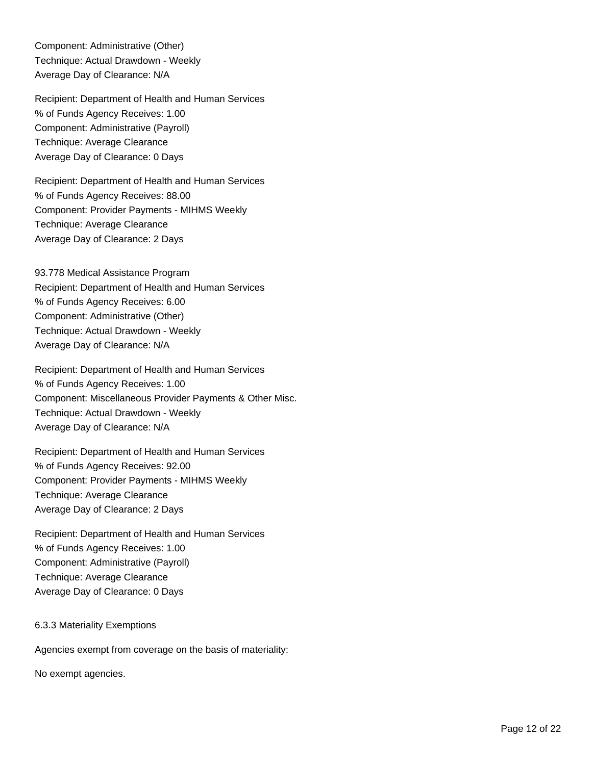Component: Administrative (Other)
Technique: Actual Drawdown - Weekly
Average Day of Clearance: N/A

Recipient: Department of Health and Human Services
% of Funds Agency Receives: 1.00
Component: Administrative (Payroll)
Technique: Average Clearance
Average Day of Clearance: 0 Days

Recipient: Department of Health and Human Services
% of Funds Agency Receives: 88.00
Component: Provider Payments - MIHMS Weekly
Technique: Average Clearance
Average Day of Clearance: 2 Days

93.778 Medical Assistance Program
Recipient: Department of Health and Human Services
% of Funds Agency Receives: 6.00
Component: Administrative (Other)
Technique: Actual Drawdown - Weekly
Average Day of Clearance: N/A

Recipient: Department of Health and Human Services
% of Funds Agency Receives: 1.00
Component: Miscellaneous Provider Payments & Other Misc.
Technique: Actual Drawdown - Weekly
Average Day of Clearance: N/A

Recipient: Department of Health and Human Services
% of Funds Agency Receives: 92.00
Component: Provider Payments - MIHMS Weekly
Technique: Average Clearance
Average Day of Clearance: 2 Days

Recipient: Department of Health and Human Services
% of Funds Agency Receives: 1.00
Component: Administrative (Payroll)
Technique: Average Clearance
Average Day of Clearance: 0 Days

6.3.3 Materiality Exemptions

Agencies exempt from coverage on the basis of materiality:

No exempt agencies.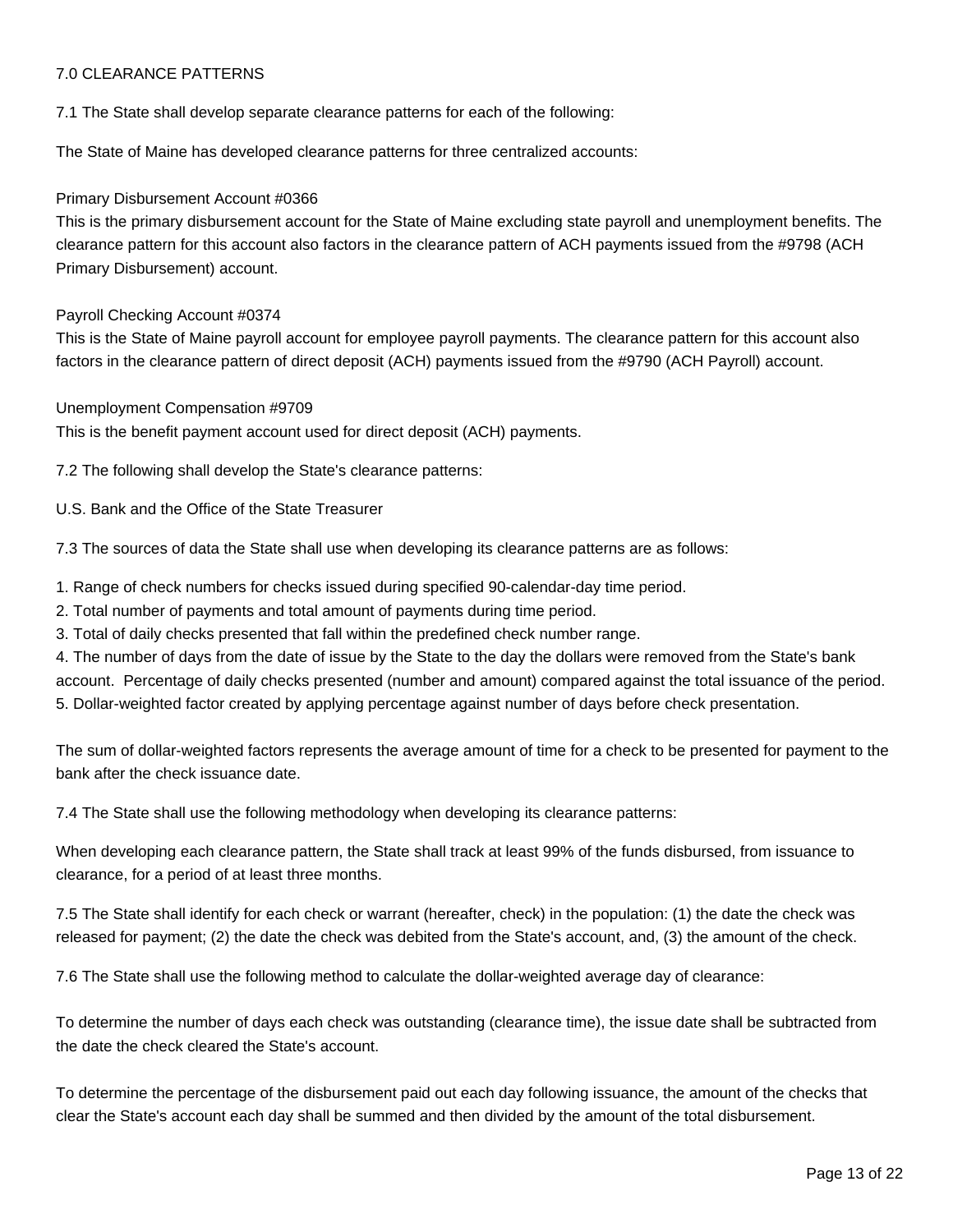## 7.0 CLEARANCE PATTERNS

7.1 The State shall develop separate clearance patterns for each of the following:

The State of Maine has developed clearance patterns for three centralized accounts:

Primary Disbursement Account #0366
This is the primary disbursement account for the State of Maine excluding state payroll and unemployment benefits. The clearance pattern for this account also factors in the clearance pattern of ACH payments issued from the #9798 (ACH Primary Disbursement) account.

Payroll Checking Account #0374
This is the State of Maine payroll account for employee payroll payments. The clearance pattern for this account also factors in the clearance pattern of direct deposit (ACH) payments issued from the #9790 (ACH Payroll) account.

Unemployment Compensation #9709
This is the benefit payment account used for direct deposit (ACH) payments.

7.2 The following shall develop the State's clearance patterns:

U.S. Bank and the Office of the State Treasurer

7.3 The sources of data the State shall use when developing its clearance patterns are as follows:

1. Range of check numbers for checks issued during specified 90-calendar-day time period.
2. Total number of payments and total amount of payments during time period.
3. Total of daily checks presented that fall within the predefined check number range.
4. The number of days from the date of issue by the State to the day the dollars were removed from the State's bank account. Percentage of daily checks presented (number and amount) compared against the total issuance of the period.
5. Dollar-weighted factor created by applying percentage against number of days before check presentation.

The sum of dollar-weighted factors represents the average amount of time for a check to be presented for payment to the bank after the check issuance date.

7.4 The State shall use the following methodology when developing its clearance patterns:

When developing each clearance pattern, the State shall track at least 99% of the funds disbursed, from issuance to clearance, for a period of at least three months.

7.5 The State shall identify for each check or warrant (hereafter, check) in the population: (1) the date the check was released for payment; (2) the date the check was debited from the State's account, and, (3) the amount of the check.

7.6 The State shall use the following method to calculate the dollar-weighted average day of clearance:

To determine the number of days each check was outstanding (clearance time), the issue date shall be subtracted from the date the check cleared the State's account.

To determine the percentage of the disbursement paid out each day following issuance, the amount of the checks that clear the State's account each day shall be summed and then divided by the amount of the total disbursement.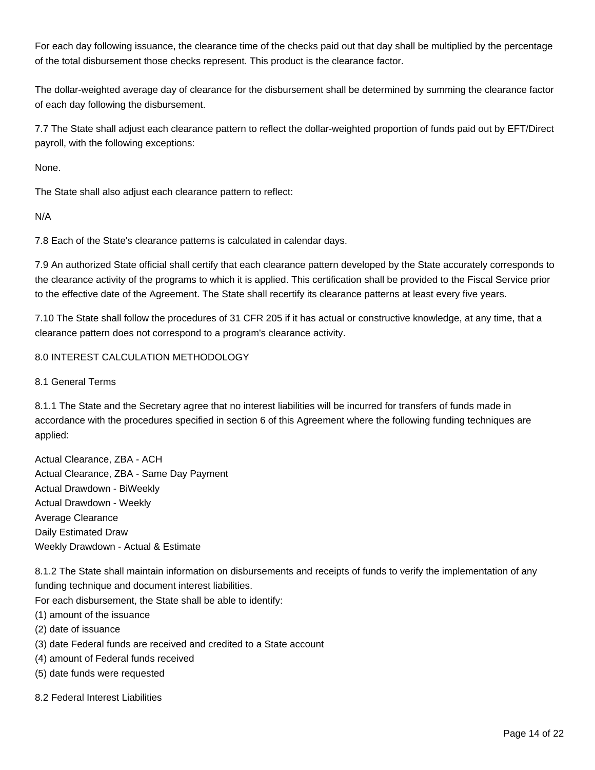For each day following issuance, the clearance time of the checks paid out that day shall be multiplied by the percentage of the total disbursement those checks represent. This product is the clearance factor.

The dollar-weighted average day of clearance for the disbursement shall be determined by summing the clearance factor of each day following the disbursement.

7.7 The State shall adjust each clearance pattern to reflect the dollar-weighted proportion of funds paid out by EFT/Direct payroll, with the following exceptions:

None.

The State shall also adjust each clearance pattern to reflect:

N/A

7.8 Each of the State's clearance patterns is calculated in calendar days.

7.9 An authorized State official shall certify that each clearance pattern developed by the State accurately corresponds to the clearance activity of the programs to which it is applied. This certification shall be provided to the Fiscal Service prior to the effective date of the Agreement. The State shall recertify its clearance patterns at least every five years.

7.10 The State shall follow the procedures of 31 CFR 205 if it has actual or constructive knowledge, at any time, that a clearance pattern does not correspond to a program's clearance activity.

## 8.0 INTEREST CALCULATION METHODOLOGY

### 8.1 General Terms

8.1.1 The State and the Secretary agree that no interest liabilities will be incurred for transfers of funds made in accordance with the procedures specified in section 6 of this Agreement where the following funding techniques are applied:

Actual Clearance, ZBA - ACH
Actual Clearance, ZBA - Same Day Payment
Actual Drawdown - BiWeekly
Actual Drawdown - Weekly
Average Clearance
Daily Estimated Draw
Weekly Drawdown - Actual & Estimate

8.1.2 The State shall maintain information on disbursements and receipts of funds to verify the implementation of any funding technique and document interest liabilities.
For each disbursement, the State shall be able to identify:
(1) amount of the issuance
(2) date of issuance
(3) date Federal funds are received and credited to a State account
(4) amount of Federal funds received
(5) date funds were requested

### 8.2 Federal Interest Liabilities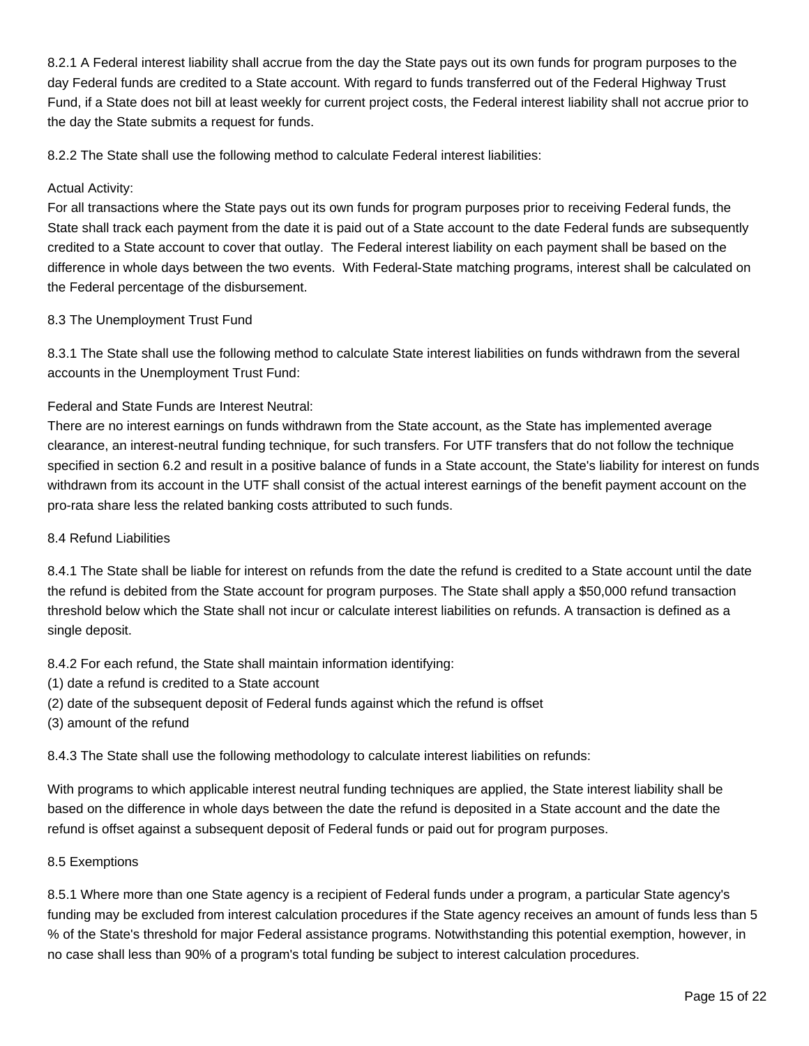8.2.1 A Federal interest liability shall accrue from the day the State pays out its own funds for program purposes to the day Federal funds are credited to a State account. With regard to funds transferred out of the Federal Highway Trust Fund, if a State does not bill at least weekly for current project costs, the Federal interest liability shall not accrue prior to the day the State submits a request for funds.

8.2.2 The State shall use the following method to calculate Federal interest liabilities:

Actual Activity:
For all transactions where the State pays out its own funds for program purposes prior to receiving Federal funds, the State shall track each payment from the date it is paid out of a State account to the date Federal funds are subsequently credited to a State account to cover that outlay. The Federal interest liability on each payment shall be based on the difference in whole days between the two events. With Federal-State matching programs, interest shall be calculated on the Federal percentage of the disbursement.

8.3 The Unemployment Trust Fund

8.3.1 The State shall use the following method to calculate State interest liabilities on funds withdrawn from the several accounts in the Unemployment Trust Fund:

Federal and State Funds are Interest Neutral:
There are no interest earnings on funds withdrawn from the State account, as the State has implemented average clearance, an interest-neutral funding technique, for such transfers. For UTF transfers that do not follow the technique specified in section 6.2 and result in a positive balance of funds in a State account, the State's liability for interest on funds withdrawn from its account in the UTF shall consist of the actual interest earnings of the benefit payment account on the pro-rata share less the related banking costs attributed to such funds.

8.4 Refund Liabilities

8.4.1 The State shall be liable for interest on refunds from the date the refund is credited to a State account until the date the refund is debited from the State account for program purposes. The State shall apply a $50,000 refund transaction threshold below which the State shall not incur or calculate interest liabilities on refunds. A transaction is defined as a single deposit.

8.4.2 For each refund, the State shall maintain information identifying:
(1) date a refund is credited to a State account
(2) date of the subsequent deposit of Federal funds against which the refund is offset
(3) amount of the refund

8.4.3 The State shall use the following methodology to calculate interest liabilities on refunds:

With programs to which applicable interest neutral funding techniques are applied, the State interest liability shall be based on the difference in whole days between the date the refund is deposited in a State account and the date the refund is offset against a subsequent deposit of Federal funds or paid out for program purposes.

8.5 Exemptions

8.5.1 Where more than one State agency is a recipient of Federal funds under a program, a particular State agency's funding may be excluded from interest calculation procedures if the State agency receives an amount of funds less than 5 % of the State's threshold for major Federal assistance programs. Notwithstanding this potential exemption, however, in no case shall less than 90% of a program's total funding be subject to interest calculation procedures.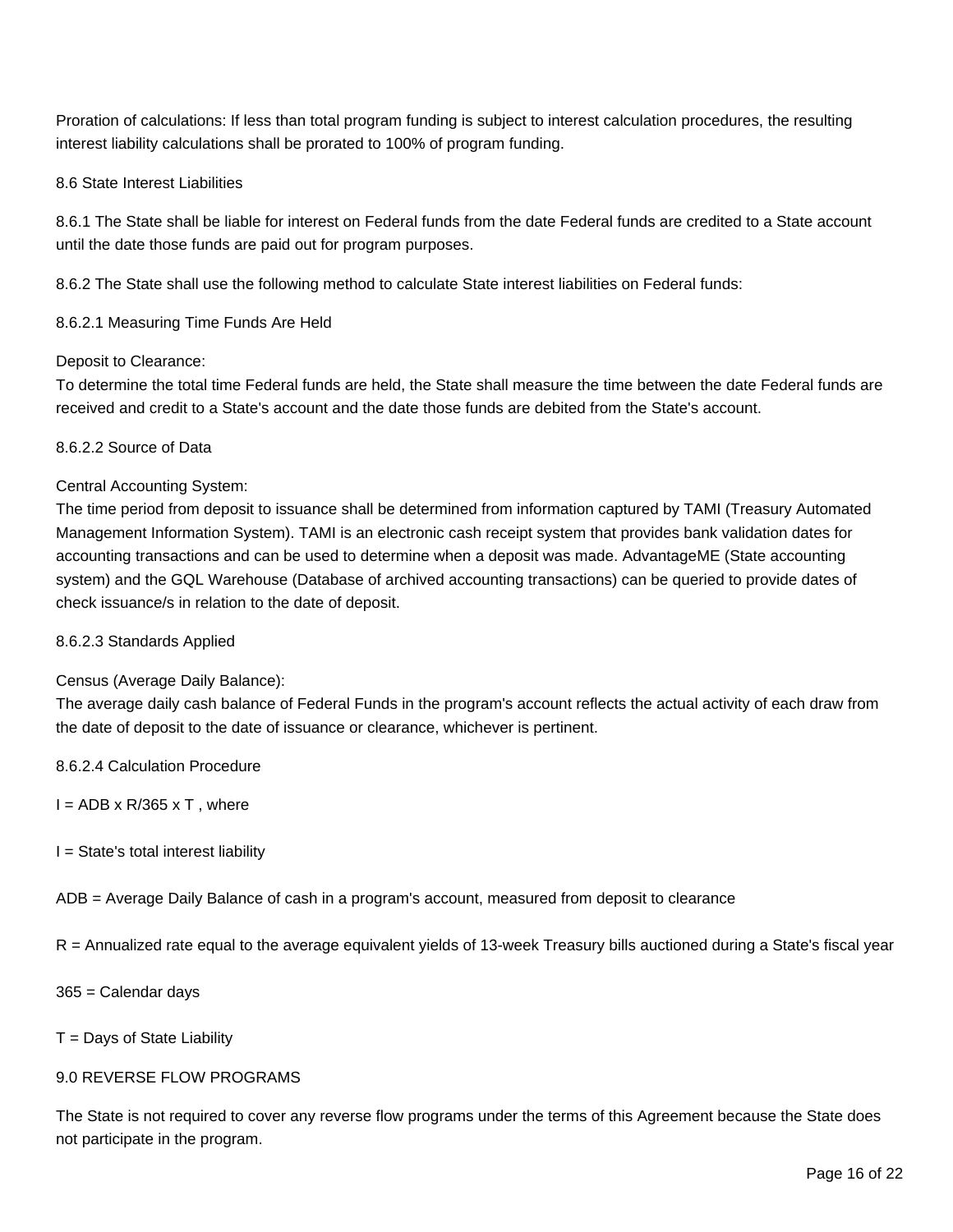Proration of calculations: If less than total program funding is subject to interest calculation procedures, the resulting interest liability calculations shall be prorated to 100% of program funding.

## 8.6 State Interest Liabilities

8.6.1 The State shall be liable for interest on Federal funds from the date Federal funds are credited to a State account until the date those funds are paid out for program purposes.

8.6.2 The State shall use the following method to calculate State interest liabilities on Federal funds:

### 8.6.2.1 Measuring Time Funds Are Held

Deposit to Clearance:
To determine the total time Federal funds are held, the State shall measure the time between the date Federal funds are received and credit to a State's account and the date those funds are debited from the State's account.

### 8.6.2.2 Source of Data

Central Accounting System:
The time period from deposit to issuance shall be determined from information captured by TAMI (Treasury Automated Management Information System). TAMI is an electronic cash receipt system that provides bank validation dates for accounting transactions and can be used to determine when a deposit was made. AdvantageME (State accounting system) and the GQL Warehouse (Database of archived accounting transactions) can be queried to provide dates of check issuance/s in relation to the date of deposit.

### 8.6.2.3 Standards Applied

Census (Average Daily Balance):
The average daily cash balance of Federal Funds in the program's account reflects the actual activity of each draw from the date of deposit to the date of issuance or clearance, whichever is pertinent.

### 8.6.2.4 Calculation Procedure

$I = ADB \times R/365 \times T$ , where

I = State's total interest liability

ADB = Average Daily Balance of cash in a program's account, measured from deposit to clearance

R = Annualized rate equal to the average equivalent yields of 13-week Treasury bills auctioned during a State's fiscal year

365 = Calendar days

T = Days of State Liability

## 9.0 REVERSE FLOW PROGRAMS

The State is not required to cover any reverse flow programs under the terms of this Agreement because the State does not participate in the program.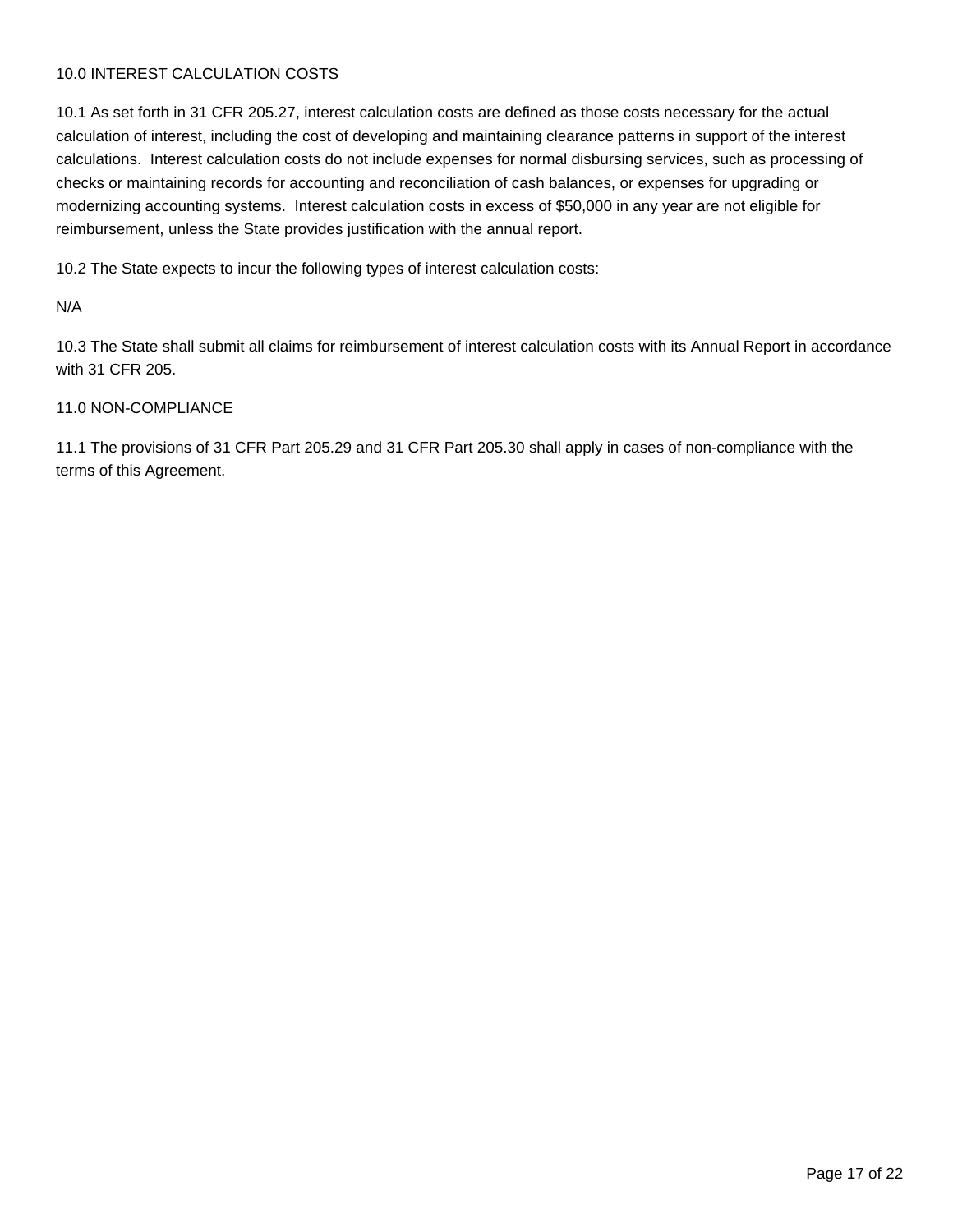## 10.0 INTEREST CALCULATION COSTS

10.1 As set forth in 31 CFR 205.27, interest calculation costs are defined as those costs necessary for the actual calculation of interest, including the cost of developing and maintaining clearance patterns in support of the interest calculations. Interest calculation costs do not include expenses for normal disbursing services, such as processing of checks or maintaining records for accounting and reconciliation of cash balances, or expenses for upgrading or modernizing accounting systems. Interest calculation costs in excess of $50,000 in any year are not eligible for reimbursement, unless the State provides justification with the annual report.

10.2 The State expects to incur the following types of interest calculation costs:

N/A

10.3 The State shall submit all claims for reimbursement of interest calculation costs with its Annual Report in accordance with 31 CFR 205.

## 11.0 NON-COMPLIANCE

11.1 The provisions of 31 CFR Part 205.29 and 31 CFR Part 205.30 shall apply in cases of non-compliance with the terms of this Agreement.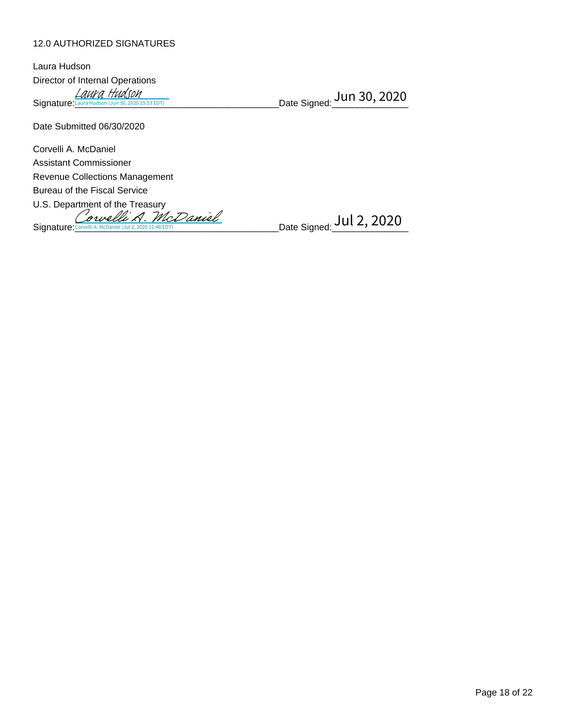## 12.0 AUTHORIZED SIGNATURES

Laura Hudson
Director of Internal Operations

Signature: *Laura Hudson* Laura Hudson (Jun 30, 2020 15:53 EDT) Date Signed: Jun 30, 2020

Date Submitted 06/30/2020

Corvelli A. McDaniel
Assistant Commissioner
Revenue Collections Management
Bureau of the Fiscal Service
U.S. Department of the Treasury

Signature: *Corvelli A. McDaniel* Corvelli A. McDaniel (Jul 2, 2020 11:48 EDT) Date Signed: Jul 2, 2020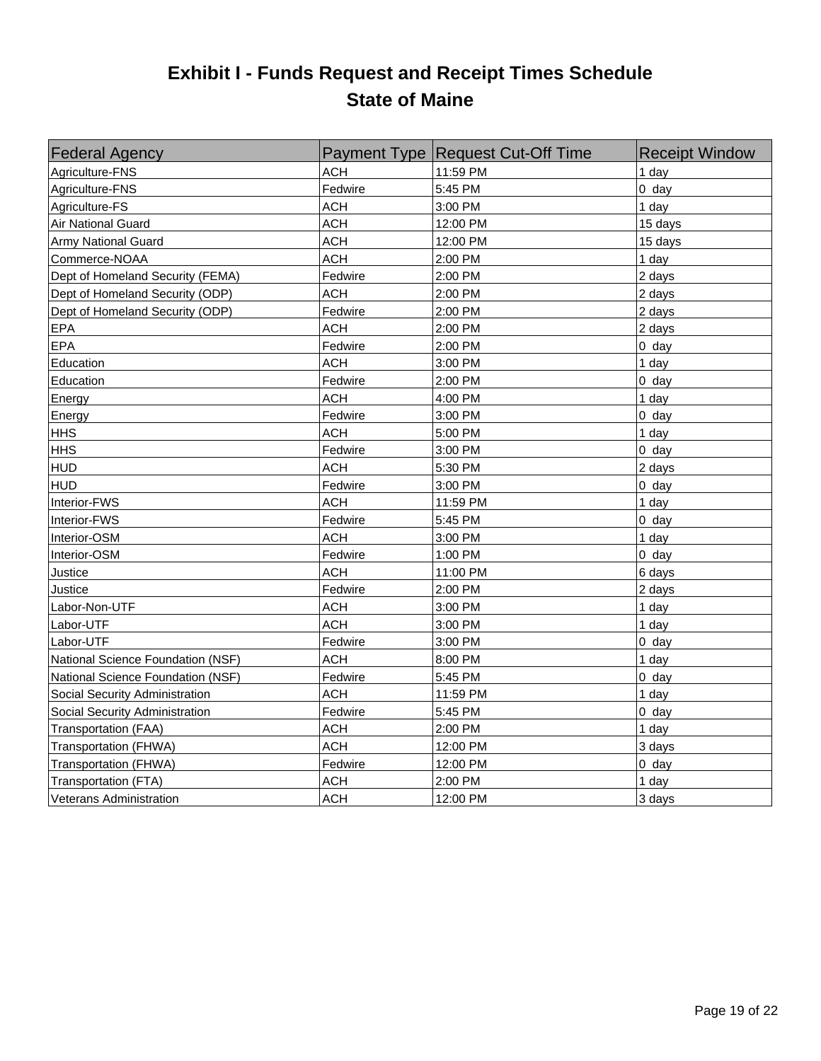# Exhibit I - Funds Request and Receipt Times Schedule
## State of Maine

| Federal Agency | Payment Type | Request Cut-Off Time | Receipt Window |
|---|---|---|---|
| Agriculture-FNS | ACH | 11:59 PM | 1 day |
| Agriculture-FNS | Fedwire | 5:45 PM | 0 day |
| Agriculture-FS | ACH | 3:00 PM | 1 day |
| Air National Guard | ACH | 12:00 PM | 15 days |
| Army National Guard | ACH | 12:00 PM | 15 days |
| Commerce-NOAA | ACH | 2:00 PM | 1 day |
| Dept of Homeland Security (FEMA) | Fedwire | 2:00 PM | 2 days |
| Dept of Homeland Security (ODP) | ACH | 2:00 PM | 2 days |
| Dept of Homeland Security (ODP) | Fedwire | 2:00 PM | 2 days |
| EPA | ACH | 2:00 PM | 2 days |
| EPA | Fedwire | 2:00 PM | 0 day |
| Education | ACH | 3:00 PM | 1 day |
| Education | Fedwire | 2:00 PM | 0 day |
| Energy | ACH | 4:00 PM | 1 day |
| Energy | Fedwire | 3:00 PM | 0 day |
| HHS | ACH | 5:00 PM | 1 day |
| HHS | Fedwire | 3:00 PM | 0 day |
| HUD | ACH | 5:30 PM | 2 days |
| HUD | Fedwire | 3:00 PM | 0 day |
| Interior-FWS | ACH | 11:59 PM | 1 day |
| Interior-FWS | Fedwire | 5:45 PM | 0 day |
| Interior-OSM | ACH | 3:00 PM | 1 day |
| Interior-OSM | Fedwire | 1:00 PM | 0 day |
| Justice | ACH | 11:00 PM | 6 days |
| Justice | Fedwire | 2:00 PM | 2 days |
| Labor-Non-UTF | ACH | 3:00 PM | 1 day |
| Labor-UTF | ACH | 3:00 PM | 1 day |
| Labor-UTF | Fedwire | 3:00 PM | 0 day |
| National Science Foundation (NSF) | ACH | 8:00 PM | 1 day |
| National Science Foundation (NSF) | Fedwire | 5:45 PM | 0 day |
| Social Security Administration | ACH | 11:59 PM | 1 day |
| Social Security Administration | Fedwire | 5:45 PM | 0 day |
| Transportation (FAA) | ACH | 2:00 PM | 1 day |
| Transportation (FHWA) | ACH | 12:00 PM | 3 days |
| Transportation (FHWA) | Fedwire | 12:00 PM | 0 day |
| Transportation (FTA) | ACH | 2:00 PM | 1 day |
| Veterans Administration | ACH | 12:00 PM | 3 days |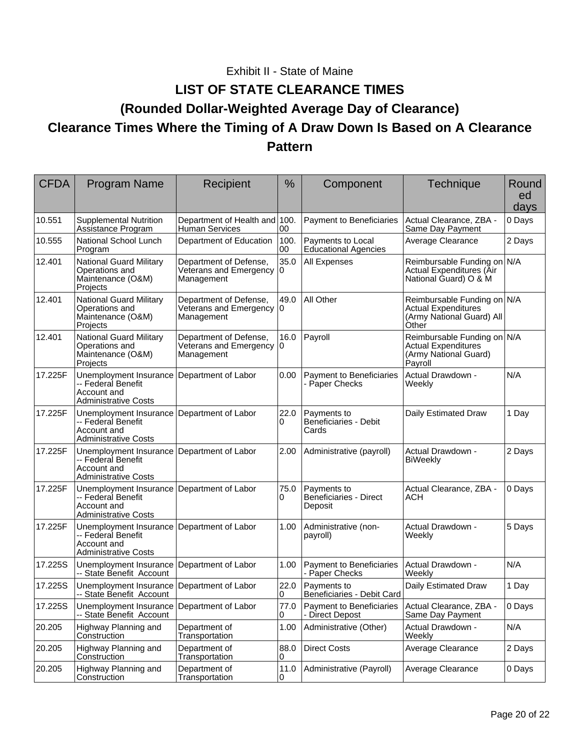Exhibit II - State of Maine

# LIST OF STATE CLEARANCE TIMES

## (Rounded Dollar-Weighted Average Day of Clearance)

## Clearance Times Where the Timing of A Draw Down Is Based on A Clearance Pattern

| CFDA | Program Name | Recipient | % | Component | Technique | Rounded days |
|---|---|---|---|---|---|---|
| 10.551 | Supplemental Nutrition Assistance Program | Department of Health and Human Services | 100.00 | Payment to Beneficiaries | Actual Clearance, ZBA - Same Day Payment | 0 Days |
| 10.555 | National School Lunch Program | Department of Education | 100.00 | Payments to Local Educational Agencies | Average Clearance | 2 Days |
| 12.401 | National Guard Military Operations and Maintenance (O&M) Projects | Department of Defense, Veterans and Emergency Management | 35.00 | All Expenses | Reimbursable Funding on Actual Expenditures (Air National Guard) O & M | N/A |
| 12.401 | National Guard Military Operations and Maintenance (O&M) Projects | Department of Defense, Veterans and Emergency Management | 49.00 | All Other | Reimbursable Funding on Actual Expenditures (Army National Guard) All Other | N/A |
| 12.401 | National Guard Military Operations and Maintenance (O&M) Projects | Department of Defense, Veterans and Emergency Management | 16.00 | Payroll | Reimbursable Funding on Actual Expenditures (Army National Guard) Payroll | N/A |
| 17.225F | Unemployment Insurance -- Federal Benefit Account and Administrative Costs | Department of Labor | 0.00 | Payment to Beneficiaries - Paper Checks | Actual Drawdown - Weekly | N/A |
| 17.225F | Unemployment Insurance -- Federal Benefit Account and Administrative Costs | Department of Labor | 22.00 | Payments to Beneficiaries - Debit Cards | Daily Estimated Draw | 1 Day |
| 17.225F | Unemployment Insurance -- Federal Benefit Account and Administrative Costs | Department of Labor | 2.00 | Administrative (payroll) | Actual Drawdown - BiWeekly | 2 Days |
| 17.225F | Unemployment Insurance -- Federal Benefit Account and Administrative Costs | Department of Labor | 75.00 | Payments to Beneficiaries - Direct Deposit | Actual Clearance, ZBA - ACH | 0 Days |
| 17.225F | Unemployment Insurance -- Federal Benefit Account and Administrative Costs | Department of Labor | 1.00 | Administrative (non-payroll) | Actual Drawdown - Weekly | 5 Days |
| 17.225S | Unemployment Insurance -- State Benefit Account | Department of Labor | 1.00 | Payment to Beneficiaries - Paper Checks | Actual Drawdown - Weekly | N/A |
| 17.225S | Unemployment Insurance -- State Benefit Account | Department of Labor | 22.00 | Payments to Beneficiaries - Debit Card | Daily Estimated Draw | 1 Day |
| 17.225S | Unemployment Insurance -- State Benefit Account | Department of Labor | 77.00 | Payment to Beneficiaries - Direct Depost | Actual Clearance, ZBA - Same Day Payment | 0 Days |
| 20.205 | Highway Planning and Construction | Department of Transportation | 1.00 | Administrative (Other) | Actual Drawdown - Weekly | N/A |
| 20.205 | Highway Planning and Construction | Department of Transportation | 88.00 | Direct Costs | Average Clearance | 2 Days |
| 20.205 | Highway Planning and Construction | Department of Transportation | 11.00 | Administrative (Payroll) | Average Clearance | 0 Days |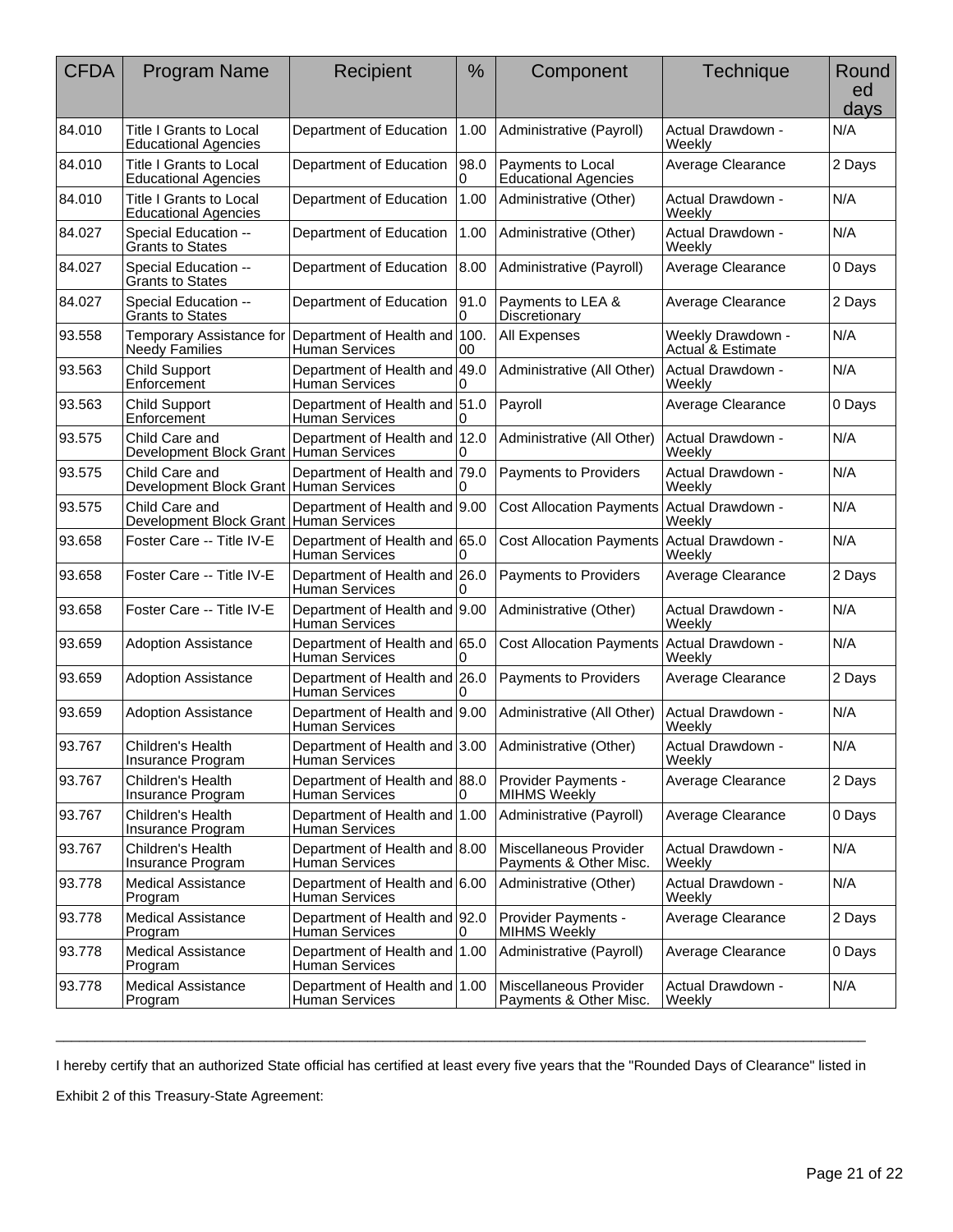| CFDA | Program Name | Recipient | % | Component | Technique | Rounded days |
|---|---|---|---|---|---|---|
| 84.010 | Title I Grants to Local Educational Agencies | Department of Education | 1.00 | Administrative (Payroll) | Actual Drawdown - Weekly | N/A |
| 84.010 | Title I Grants to Local Educational Agencies | Department of Education | 98.00 | Payments to Local Educational Agencies | Average Clearance | 2 Days |
| 84.010 | Title I Grants to Local Educational Agencies | Department of Education | 1.00 | Administrative (Other) | Actual Drawdown - Weekly | N/A |
| 84.027 | Special Education -- Grants to States | Department of Education | 1.00 | Administrative (Other) | Actual Drawdown - Weekly | N/A |
| 84.027 | Special Education -- Grants to States | Department of Education | 8.00 | Administrative (Payroll) | Average Clearance | 0 Days |
| 84.027 | Special Education -- Grants to States | Department of Education | 91.00 | Payments to LEA & Discretionary | Average Clearance | 2 Days |
| 93.558 | Temporary Assistance for Needy Families | Department of Health and Human Services | 100.00 | All Expenses | Weekly Drawdown - Actual & Estimate | N/A |
| 93.563 | Child Support Enforcement | Department of Health and Human Services | 49.00 | Administrative (All Other) | Actual Drawdown - Weekly | N/A |
| 93.563 | Child Support Enforcement | Department of Health and Human Services | 51.00 | Payroll | Average Clearance | 0 Days |
| 93.575 | Child Care and Development Block Grant | Department of Health and Human Services | 12.00 | Administrative (All Other) | Actual Drawdown - Weekly | N/A |
| 93.575 | Child Care and Development Block Grant | Department of Health and Human Services | 79.00 | Payments to Providers | Actual Drawdown - Weekly | N/A |
| 93.575 | Child Care and Development Block Grant | Department of Health and Human Services | 9.00 | Cost Allocation Payments | Actual Drawdown - Weekly | N/A |
| 93.658 | Foster Care -- Title IV-E | Department of Health and Human Services | 65.00 | Cost Allocation Payments | Actual Drawdown - Weekly | N/A |
| 93.658 | Foster Care -- Title IV-E | Department of Health and Human Services | 26.00 | Payments to Providers | Average Clearance | 2 Days |
| 93.658 | Foster Care -- Title IV-E | Department of Health and Human Services | 9.00 | Administrative (Other) | Actual Drawdown - Weekly | N/A |
| 93.659 | Adoption Assistance | Department of Health and Human Services | 65.00 | Cost Allocation Payments | Actual Drawdown - Weekly | N/A |
| 93.659 | Adoption Assistance | Department of Health and Human Services | 26.00 | Payments to Providers | Average Clearance | 2 Days |
| 93.659 | Adoption Assistance | Department of Health and Human Services | 9.00 | Administrative (All Other) | Actual Drawdown - Weekly | N/A |
| 93.767 | Children's Health Insurance Program | Department of Health and Human Services | 3.00 | Administrative (Other) | Actual Drawdown - Weekly | N/A |
| 93.767 | Children's Health Insurance Program | Department of Health and Human Services | 88.00 | Provider Payments - MIHMS Weekly | Average Clearance | 2 Days |
| 93.767 | Children's Health Insurance Program | Department of Health and Human Services | 1.00 | Administrative (Payroll) | Average Clearance | 0 Days |
| 93.767 | Children's Health Insurance Program | Department of Health and Human Services | 8.00 | Miscellaneous Provider Payments & Other Misc. | Actual Drawdown - Weekly | N/A |
| 93.778 | Medical Assistance Program | Department of Health and Human Services | 6.00 | Administrative (Other) | Actual Drawdown - Weekly | N/A |
| 93.778 | Medical Assistance Program | Department of Health and Human Services | 92.00 | Provider Payments - MIHMS Weekly | Average Clearance | 2 Days |
| 93.778 | Medical Assistance Program | Department of Health and Human Services | 1.00 | Administrative (Payroll) | Average Clearance | 0 Days |
| 93.778 | Medical Assistance Program | Department of Health and Human Services | 1.00 | Miscellaneous Provider Payments & Other Misc. | Actual Drawdown - Weekly | N/A |

---

I hereby certify that an authorized State official has certified at least every five years that the "Rounded Days of Clearance" listed in Exhibit 2 of this Treasury-State Agreement: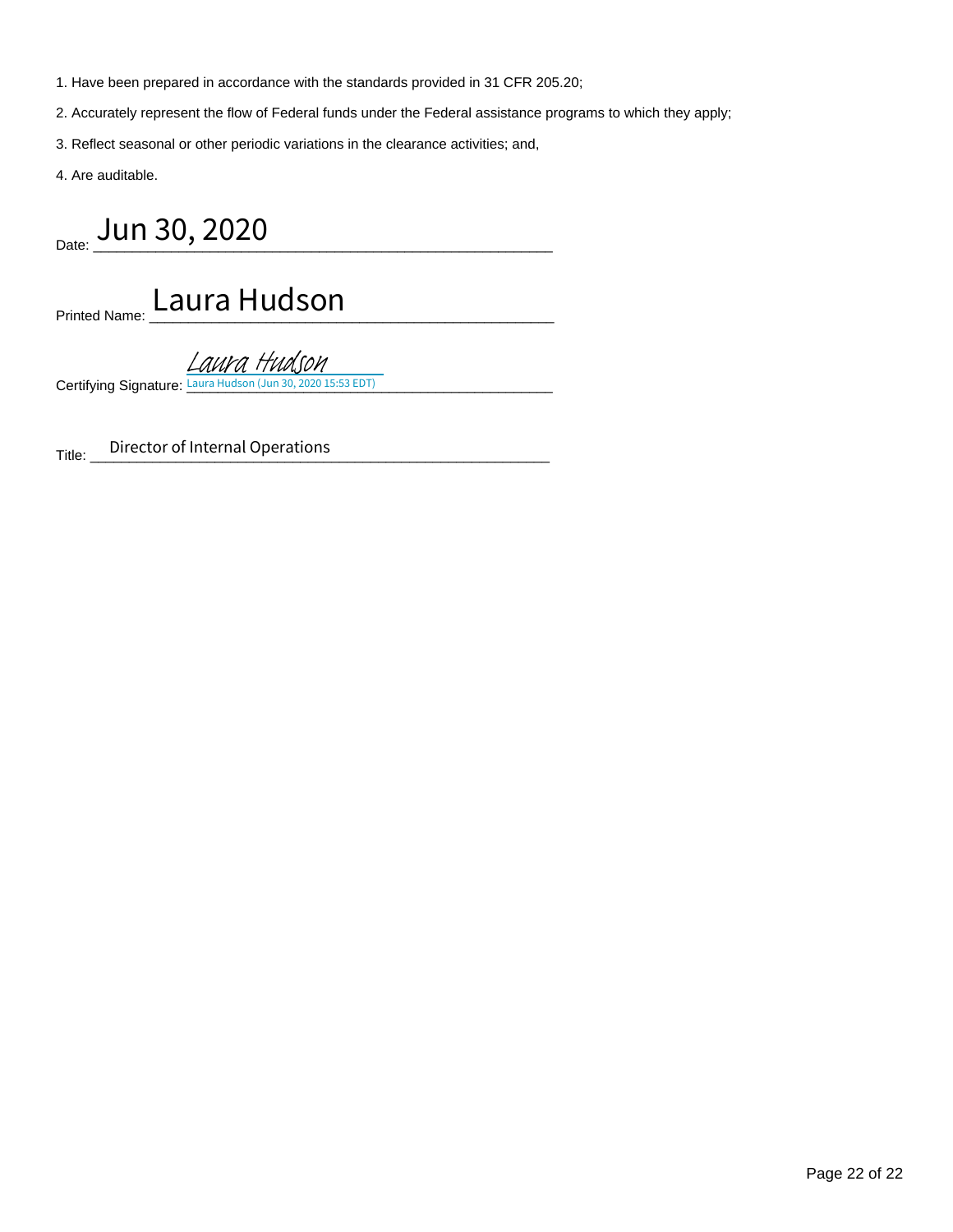1. Have been prepared in accordance with the standards provided in 31 CFR 205.20;
2. Accurately represent the flow of Federal funds under the Federal assistance programs to which they apply;
3. Reflect seasonal or other periodic variations in the clearance activities; and,
4. Are auditable.

Date: Jun 30, 2020

Printed Name: Laura Hudson

Certifying Signature: Laura Hudson
Laura Hudson (Jun 30, 2020 15:53 EDT)

Title: Director of Internal Operations